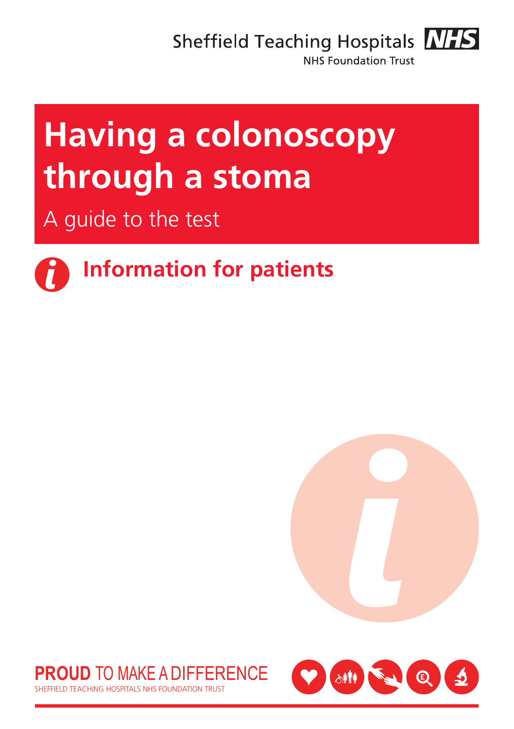Sheffield Teaching Hospitals NHS

NHS Foundation Trust

# Having a colonoscopy through a stoma

A guide to the test

## Information for patients

**PROUD** TO MAKE A DIFFERENCE

SHEFFIELD TEACHING HOSPITALS NHS FOUNDATION TRUST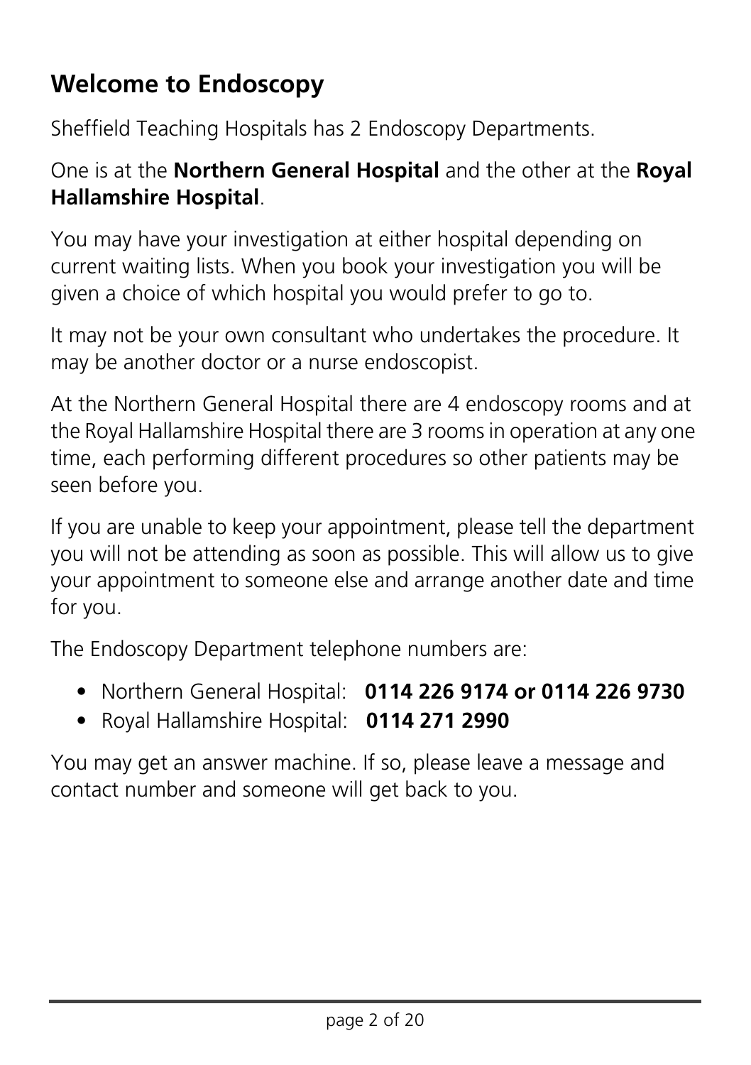## Welcome to Endoscopy

Sheffield Teaching Hospitals has 2 Endoscopy Departments.

One is at the **Northern General Hospital** and the other at the **Royal Hallamshire Hospital**.

You may have your investigation at either hospital depending on current waiting lists. When you book your investigation you will be given a choice of which hospital you would prefer to go to.

It may not be your own consultant who undertakes the procedure. It may be another doctor or a nurse endoscopist.

At the Northern General Hospital there are 4 endoscopy rooms and at the Royal Hallamshire Hospital there are 3 rooms in operation at any one time, each performing different procedures so other patients may be seen before you.

If you are unable to keep your appointment, please tell the department you will not be attending as soon as possible. This will allow us to give your appointment to someone else and arrange another date and time for you.

The Endoscopy Department telephone numbers are:

- Northern General Hospital: **0114 226 9174 or 0114 226 9730**
- Royal Hallamshire Hospital: **0114 271 2990**

You may get an answer machine. If so, please leave a message and contact number and someone will get back to you.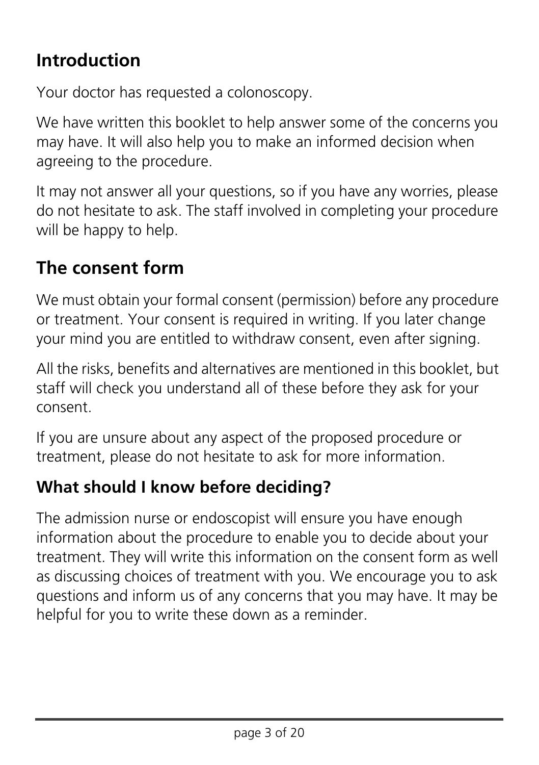## Introduction

Your doctor has requested a colonoscopy.

We have written this booklet to help answer some of the concerns you may have. It will also help you to make an informed decision when agreeing to the procedure.

It may not answer all your questions, so if you have any worries, please do not hesitate to ask. The staff involved in completing your procedure will be happy to help.

## The consent form

We must obtain your formal consent (permission) before any procedure or treatment. Your consent is required in writing. If you later change your mind you are entitled to withdraw consent, even after signing.

All the risks, benefits and alternatives are mentioned in this booklet, but staff will check you understand all of these before they ask for your consent.

If you are unsure about any aspect of the proposed procedure or treatment, please do not hesitate to ask for more information.

### What should I know before deciding?

The admission nurse or endoscopist will ensure you have enough information about the procedure to enable you to decide about your treatment. They will write this information on the consent form as well as discussing choices of treatment with you. We encourage you to ask questions and inform us of any concerns that you may have. It may be helpful for you to write these down as a reminder.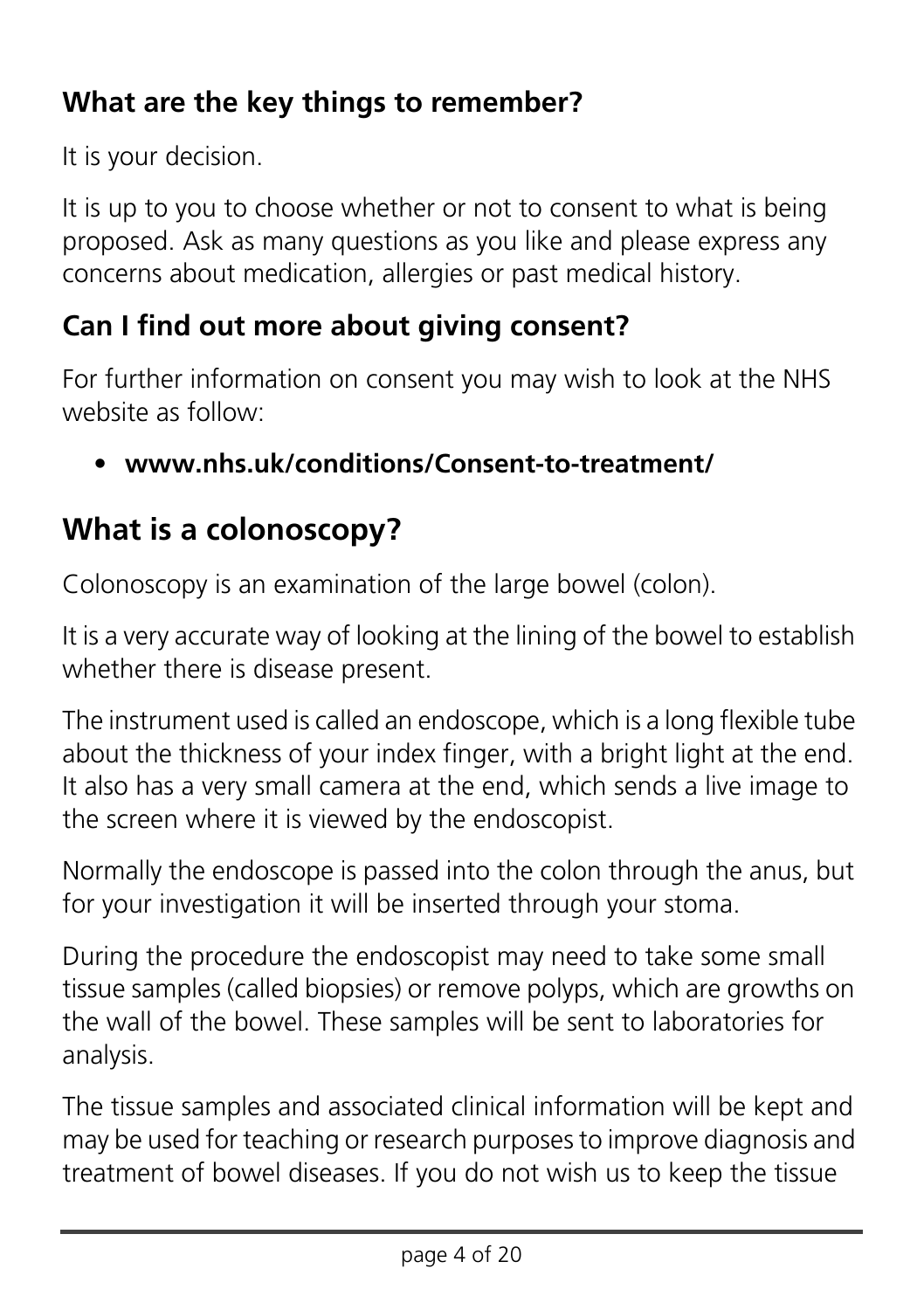### What are the key things to remember?

It is your decision.

It is up to you to choose whether or not to consent to what is being proposed. Ask as many questions as you like and please express any concerns about medication, allergies or past medical history.

### Can I find out more about giving consent?

For further information on consent you may wish to look at the NHS website as follow:

- **www.nhs.uk/conditions/Consent-to-treatment/**

## What is a colonoscopy?

Colonoscopy is an examination of the large bowel (colon).

It is a very accurate way of looking at the lining of the bowel to establish whether there is disease present.

The instrument used is called an endoscope, which is a long flexible tube about the thickness of your index finger, with a bright light at the end. It also has a very small camera at the end, which sends a live image to the screen where it is viewed by the endoscopist.

Normally the endoscope is passed into the colon through the anus, but for your investigation it will be inserted through your stoma.

During the procedure the endoscopist may need to take some small tissue samples (called biopsies) or remove polyps, which are growths on the wall of the bowel. These samples will be sent to laboratories for analysis.

The tissue samples and associated clinical information will be kept and may be used for teaching or research purposes to improve diagnosis and treatment of bowel diseases. If you do not wish us to keep the tissue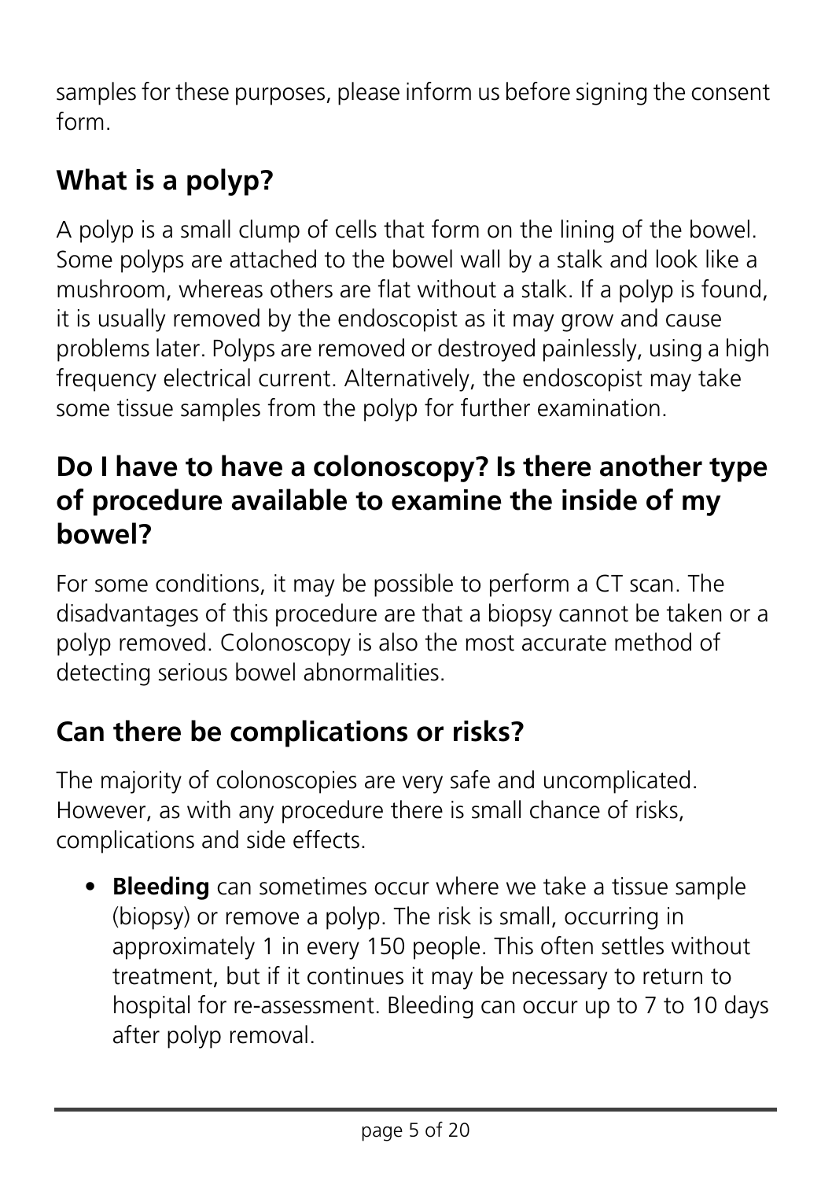samples for these purposes, please inform us before signing the consent form.

## What is a polyp?

A polyp is a small clump of cells that form on the lining of the bowel. Some polyps are attached to the bowel wall by a stalk and look like a mushroom, whereas others are flat without a stalk. If a polyp is found, it is usually removed by the endoscopist as it may grow and cause problems later. Polyps are removed or destroyed painlessly, using a high frequency electrical current. Alternatively, the endoscopist may take some tissue samples from the polyp for further examination.

## Do I have to have a colonoscopy? Is there another type of procedure available to examine the inside of my bowel?

For some conditions, it may be possible to perform a CT scan. The disadvantages of this procedure are that a biopsy cannot be taken or a polyp removed. Colonoscopy is also the most accurate method of detecting serious bowel abnormalities.

## Can there be complications or risks?

The majority of colonoscopies are very safe and uncomplicated. However, as with any procedure there is small chance of risks, complications and side effects.

- **Bleeding** can sometimes occur where we take a tissue sample (biopsy) or remove a polyp. The risk is small, occurring in approximately 1 in every 150 people. This often settles without treatment, but if it continues it may be necessary to return to hospital for re-assessment. Bleeding can occur up to 7 to 10 days after polyp removal.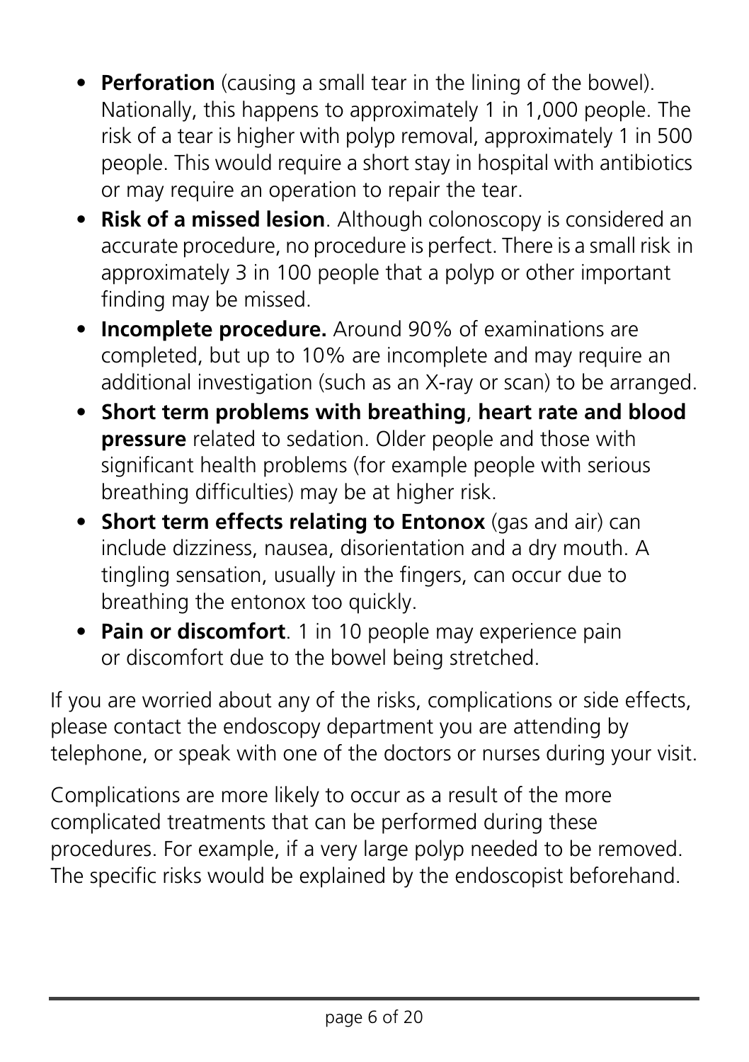- **Perforation** (causing a small tear in the lining of the bowel). Nationally, this happens to approximately 1 in 1,000 people. The risk of a tear is higher with polyp removal, approximately 1 in 500 people. This would require a short stay in hospital with antibiotics or may require an operation to repair the tear.
- **Risk of a missed lesion**. Although colonoscopy is considered an accurate procedure, no procedure is perfect. There is a small risk in approximately 3 in 100 people that a polyp or other important finding may be missed.
- **Incomplete procedure.** Around 90% of examinations are completed, but up to 10% are incomplete and may require an additional investigation (such as an X-ray or scan) to be arranged.
- **Short term problems with breathing**, **heart rate and blood pressure** related to sedation. Older people and those with significant health problems (for example people with serious breathing difficulties) may be at higher risk.
- **Short term effects relating to Entonox** (gas and air) can include dizziness, nausea, disorientation and a dry mouth. A tingling sensation, usually in the fingers, can occur due to breathing the entonox too quickly.
- **Pain or discomfort**. 1 in 10 people may experience pain or discomfort due to the bowel being stretched.

If you are worried about any of the risks, complications or side effects, please contact the endoscopy department you are attending by telephone, or speak with one of the doctors or nurses during your visit.

Complications are more likely to occur as a result of the more complicated treatments that can be performed during these procedures. For example, if a very large polyp needed to be removed. The specific risks would be explained by the endoscopist beforehand.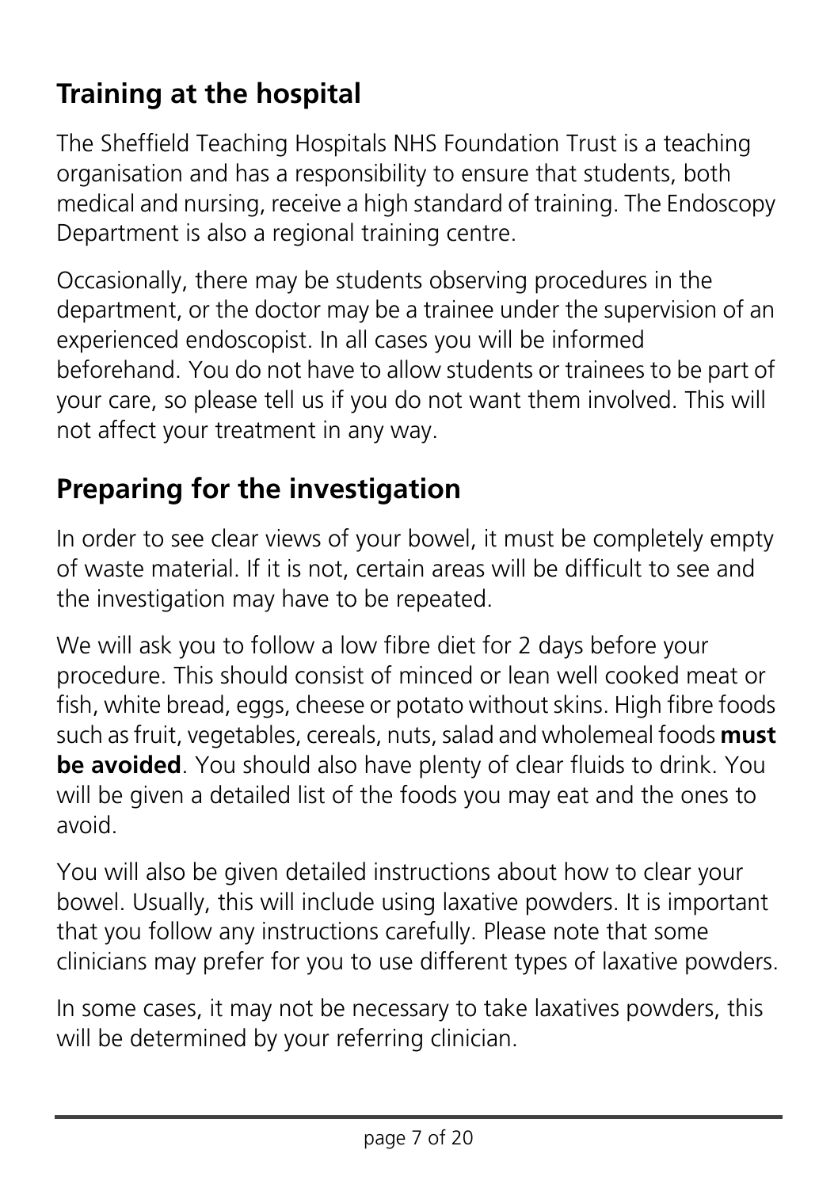## Training at the hospital

The Sheffield Teaching Hospitals NHS Foundation Trust is a teaching organisation and has a responsibility to ensure that students, both medical and nursing, receive a high standard of training. The Endoscopy Department is also a regional training centre.

Occasionally, there may be students observing procedures in the department, or the doctor may be a trainee under the supervision of an experienced endoscopist. In all cases you will be informed beforehand. You do not have to allow students or trainees to be part of your care, so please tell us if you do not want them involved. This will not affect your treatment in any way.

## Preparing for the investigation

In order to see clear views of your bowel, it must be completely empty of waste material. If it is not, certain areas will be difficult to see and the investigation may have to be repeated.

We will ask you to follow a low fibre diet for 2 days before your procedure. This should consist of minced or lean well cooked meat or fish, white bread, eggs, cheese or potato without skins. High fibre foods such as fruit, vegetables, cereals, nuts, salad and wholemeal foods **must be avoided**. You should also have plenty of clear fluids to drink. You will be given a detailed list of the foods you may eat and the ones to avoid.

You will also be given detailed instructions about how to clear your bowel. Usually, this will include using laxative powders. It is important that you follow any instructions carefully. Please note that some clinicians may prefer for you to use different types of laxative powders.

In some cases, it may not be necessary to take laxatives powders, this will be determined by your referring clinician.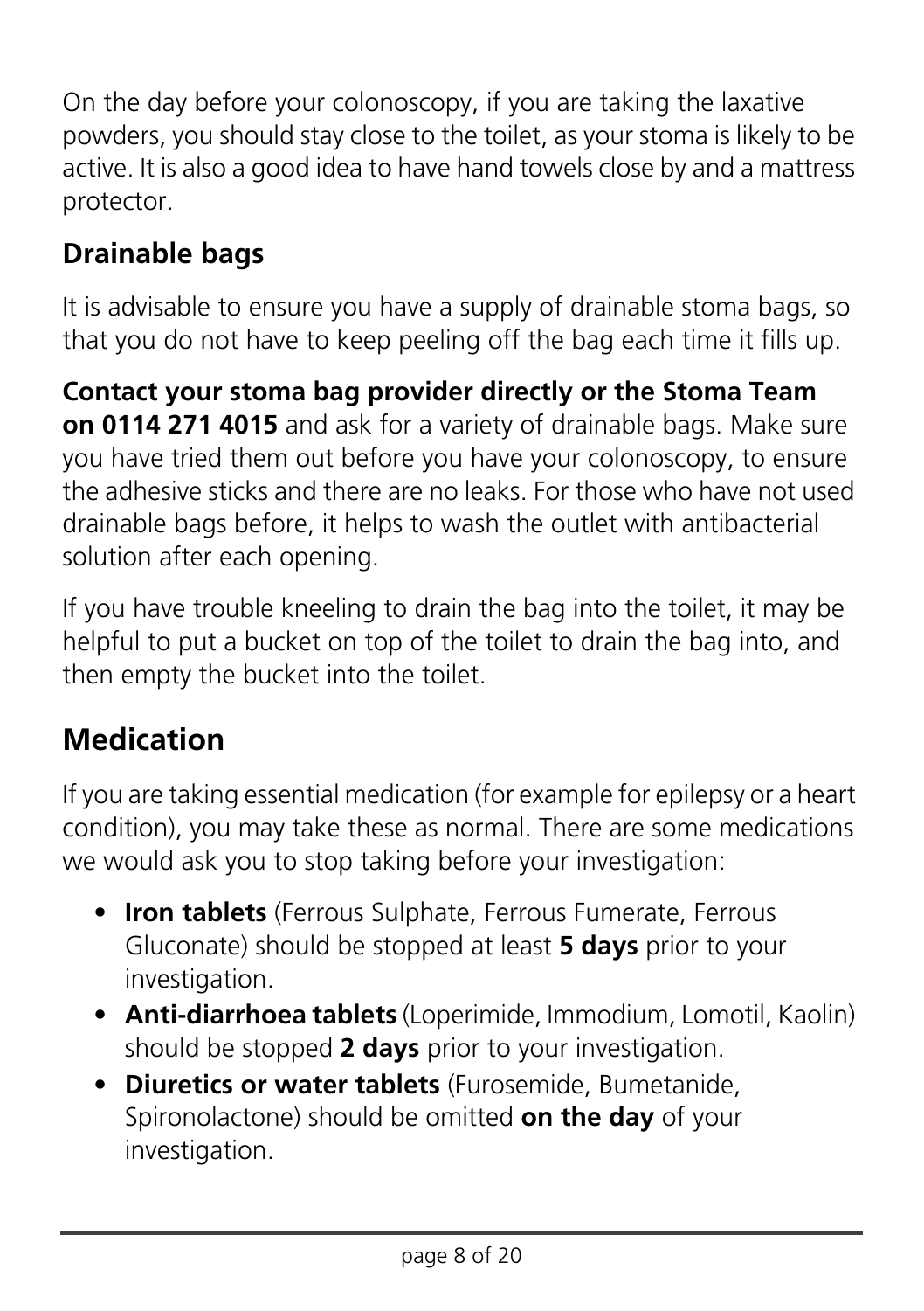On the day before your colonoscopy, if you are taking the laxative powders, you should stay close to the toilet, as your stoma is likely to be active. It is also a good idea to have hand towels close by and a mattress protector.

### Drainable bags

It is advisable to ensure you have a supply of drainable stoma bags, so that you do not have to keep peeling off the bag each time it fills up.

**Contact your stoma bag provider directly or the Stoma Team on 0114 271 4015** and ask for a variety of drainable bags. Make sure you have tried them out before you have your colonoscopy, to ensure the adhesive sticks and there are no leaks. For those who have not used drainable bags before, it helps to wash the outlet with antibacterial solution after each opening.

If you have trouble kneeling to drain the bag into the toilet, it may be helpful to put a bucket on top of the toilet to drain the bag into, and then empty the bucket into the toilet.

## Medication

If you are taking essential medication (for example for epilepsy or a heart condition), you may take these as normal. There are some medications we would ask you to stop taking before your investigation:

- **Iron tablets** (Ferrous Sulphate, Ferrous Fumerate, Ferrous Gluconate) should be stopped at least **5 days** prior to your investigation.
- **Anti-diarrhoea tablets** (Loperimide, Immodium, Lomotil, Kaolin) should be stopped **2 days** prior to your investigation.
- **Diuretics or water tablets** (Furosemide, Bumetanide, Spironolactone) should be omitted **on the day** of your investigation.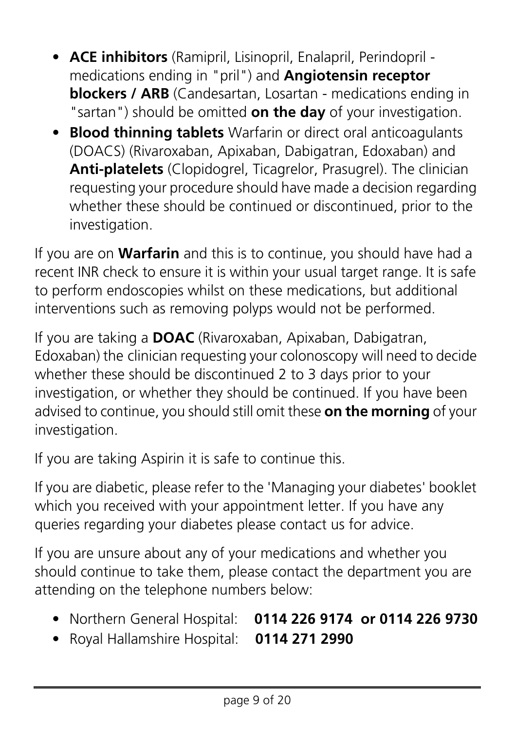- **ACE inhibitors** (Ramipril, Lisinopril, Enalapril, Perindopril - medications ending in "pril") and **Angiotensin receptor blockers / ARB** (Candesartan, Losartan - medications ending in "sartan") should be omitted **on the day** of your investigation.
- **Blood thinning tablets** Warfarin or direct oral anticoagulants (DOACS) (Rivaroxaban, Apixaban, Dabigatran, Edoxaban) and **Anti-platelets** (Clopidogrel, Ticagrelor, Prasugrel). The clinician requesting your procedure should have made a decision regarding whether these should be continued or discontinued, prior to the investigation.

If you are on **Warfarin** and this is to continue, you should have had a recent INR check to ensure it is within your usual target range. It is safe to perform endoscopies whilst on these medications, but additional interventions such as removing polyps would not be performed.

If you are taking a **DOAC** (Rivaroxaban, Apixaban, Dabigatran, Edoxaban) the clinician requesting your colonoscopy will need to decide whether these should be discontinued 2 to 3 days prior to your investigation, or whether they should be continued. If you have been advised to continue, you should still omit these **on the morning** of your investigation.

If you are taking Aspirin it is safe to continue this.

If you are diabetic, please refer to the 'Managing your diabetes' booklet which you received with your appointment letter. If you have any queries regarding your diabetes please contact us for advice.

If you are unsure about any of your medications and whether you should continue to take them, please contact the department you are attending on the telephone numbers below:

- Northern General Hospital: **0114 226 9174 or 0114 226 9730**
- Royal Hallamshire Hospital: **0114 271 2990**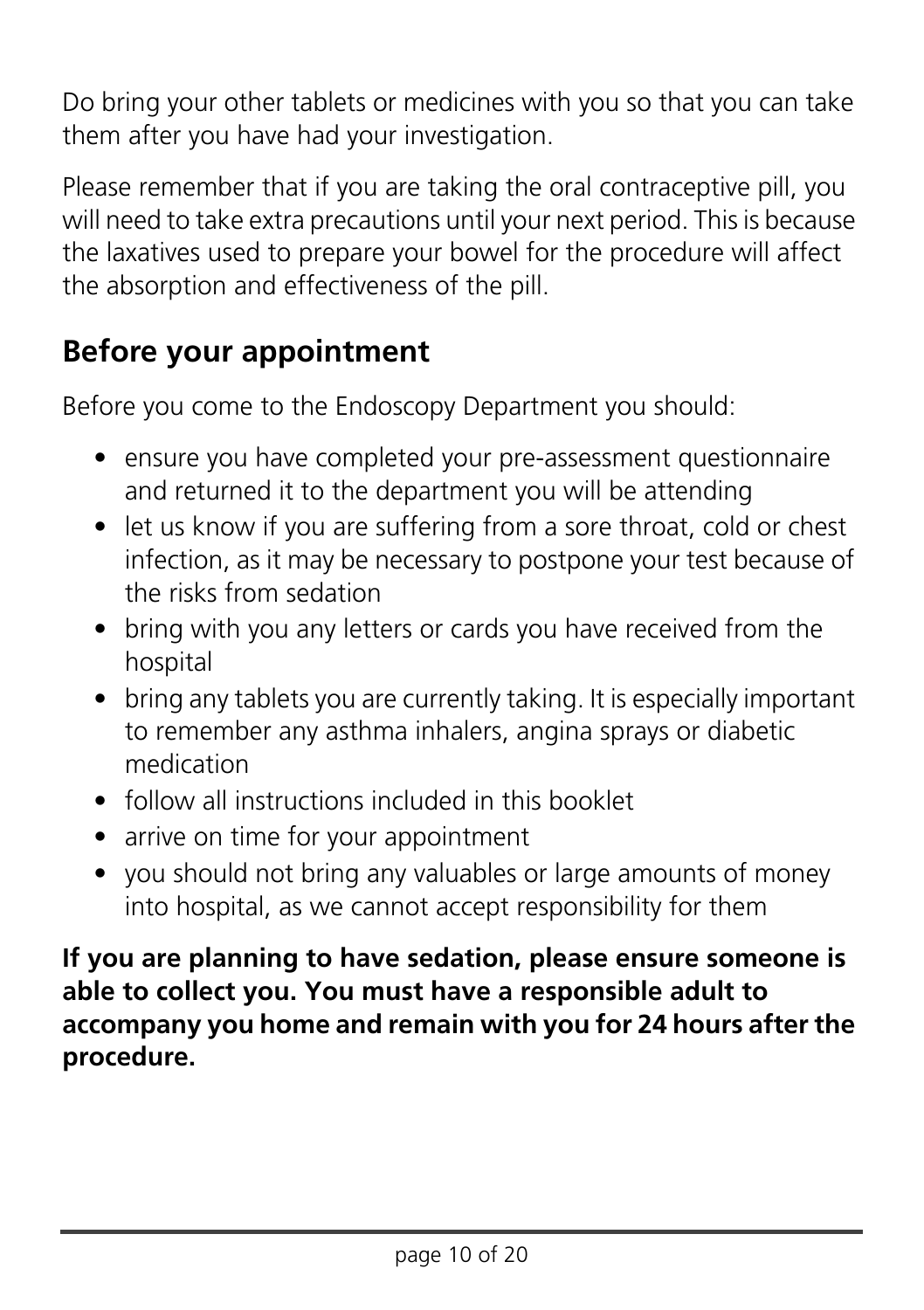Do bring your other tablets or medicines with you so that you can take them after you have had your investigation.

Please remember that if you are taking the oral contraceptive pill, you will need to take extra precautions until your next period. This is because the laxatives used to prepare your bowel for the procedure will affect the absorption and effectiveness of the pill.

## Before your appointment

Before you come to the Endoscopy Department you should:

- ensure you have completed your pre-assessment questionnaire and returned it to the department you will be attending
- let us know if you are suffering from a sore throat, cold or chest infection, as it may be necessary to postpone your test because of the risks from sedation
- bring with you any letters or cards you have received from the hospital
- bring any tablets you are currently taking. It is especially important to remember any asthma inhalers, angina sprays or diabetic medication
- follow all instructions included in this booklet
- arrive on time for your appointment
- you should not bring any valuables or large amounts of money into hospital, as we cannot accept responsibility for them

**If you are planning to have sedation, please ensure someone is able to collect you. You must have a responsible adult to accompany you home and remain with you for 24 hours after the procedure.**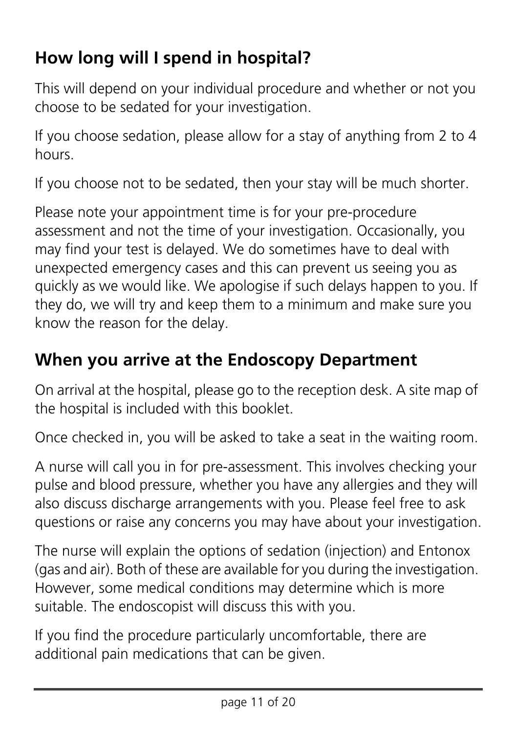## How long will I spend in hospital?

This will depend on your individual procedure and whether or not you choose to be sedated for your investigation.

If you choose sedation, please allow for a stay of anything from 2 to 4 hours.

If you choose not to be sedated, then your stay will be much shorter.

Please note your appointment time is for your pre-procedure assessment and not the time of your investigation. Occasionally, you may find your test is delayed. We do sometimes have to deal with unexpected emergency cases and this can prevent us seeing you as quickly as we would like. We apologise if such delays happen to you. If they do, we will try and keep them to a minimum and make sure you know the reason for the delay.

## When you arrive at the Endoscopy Department

On arrival at the hospital, please go to the reception desk. A site map of the hospital is included with this booklet.

Once checked in, you will be asked to take a seat in the waiting room.

A nurse will call you in for pre-assessment. This involves checking your pulse and blood pressure, whether you have any allergies and they will also discuss discharge arrangements with you. Please feel free to ask questions or raise any concerns you may have about your investigation.

The nurse will explain the options of sedation (injection) and Entonox (gas and air). Both of these are available for you during the investigation. However, some medical conditions may determine which is more suitable. The endoscopist will discuss this with you.

If you find the procedure particularly uncomfortable, there are additional pain medications that can be given.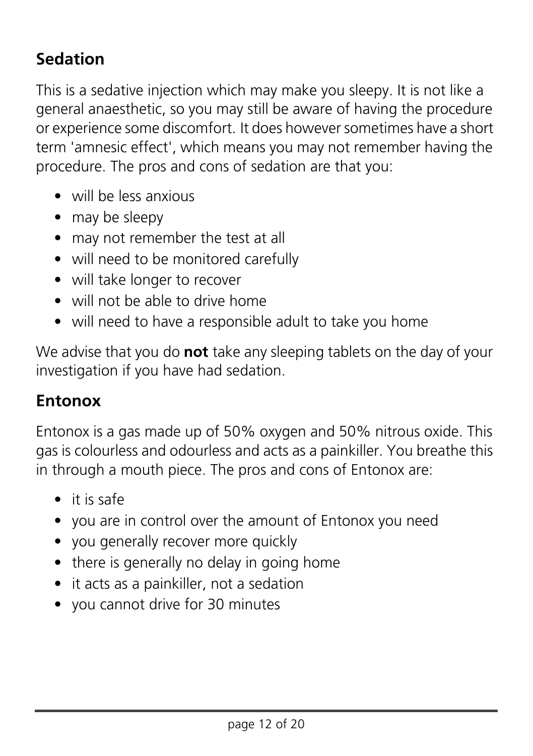## Sedation

This is a sedative injection which may make you sleepy. It is not like a general anaesthetic, so you may still be aware of having the procedure or experience some discomfort. It does however sometimes have a short term 'amnesic effect', which means you may not remember having the procedure. The pros and cons of sedation are that you:

- will be less anxious
- may be sleepy
- may not remember the test at all
- will need to be monitored carefully
- will take longer to recover
- will not be able to drive home
- will need to have a responsible adult to take you home

We advise that you do **not** take any sleeping tablets on the day of your investigation if you have had sedation.

## Entonox

Entonox is a gas made up of 50% oxygen and 50% nitrous oxide. This gas is colourless and odourless and acts as a painkiller. You breathe this in through a mouth piece. The pros and cons of Entonox are:

- it is safe
- you are in control over the amount of Entonox you need
- you generally recover more quickly
- there is generally no delay in going home
- it acts as a painkiller, not a sedation
- you cannot drive for 30 minutes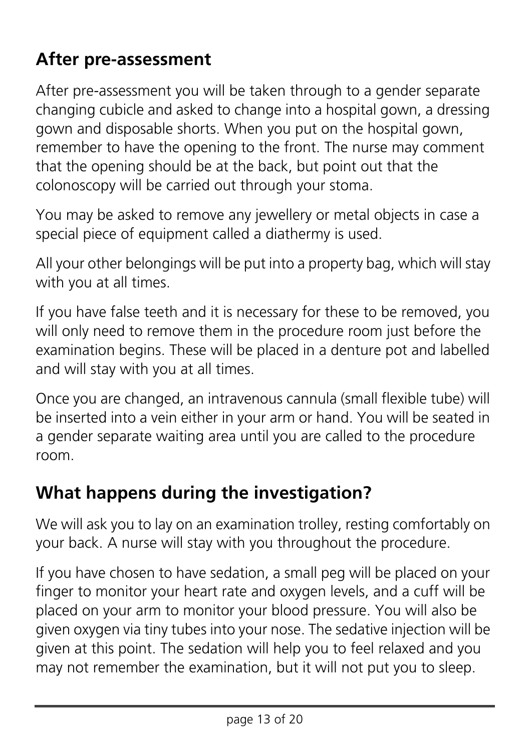## After pre-assessment

After pre-assessment you will be taken through to a gender separate changing cubicle and asked to change into a hospital gown, a dressing gown and disposable shorts. When you put on the hospital gown, remember to have the opening to the front. The nurse may comment that the opening should be at the back, but point out that the colonoscopy will be carried out through your stoma.

You may be asked to remove any jewellery or metal objects in case a special piece of equipment called a diathermy is used.

All your other belongings will be put into a property bag, which will stay with you at all times.

If you have false teeth and it is necessary for these to be removed, you will only need to remove them in the procedure room just before the examination begins. These will be placed in a denture pot and labelled and will stay with you at all times.

Once you are changed, an intravenous cannula (small flexible tube) will be inserted into a vein either in your arm or hand. You will be seated in a gender separate waiting area until you are called to the procedure room.

## What happens during the investigation?

We will ask you to lay on an examination trolley, resting comfortably on your back. A nurse will stay with you throughout the procedure.

If you have chosen to have sedation, a small peg will be placed on your finger to monitor your heart rate and oxygen levels, and a cuff will be placed on your arm to monitor your blood pressure. You will also be given oxygen via tiny tubes into your nose. The sedative injection will be given at this point. The sedation will help you to feel relaxed and you may not remember the examination, but it will not put you to sleep.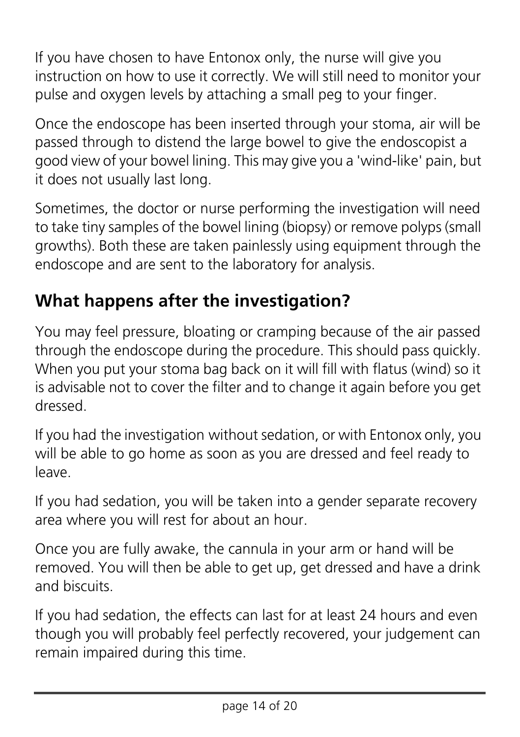If you have chosen to have Entonox only, the nurse will give you instruction on how to use it correctly. We will still need to monitor your pulse and oxygen levels by attaching a small peg to your finger.

Once the endoscope has been inserted through your stoma, air will be passed through to distend the large bowel to give the endoscopist a good view of your bowel lining. This may give you a 'wind-like' pain, but it does not usually last long.

Sometimes, the doctor or nurse performing the investigation will need to take tiny samples of the bowel lining (biopsy) or remove polyps (small growths). Both these are taken painlessly using equipment through the endoscope and are sent to the laboratory for analysis.

## What happens after the investigation?

You may feel pressure, bloating or cramping because of the air passed through the endoscope during the procedure. This should pass quickly. When you put your stoma bag back on it will fill with flatus (wind) so it is advisable not to cover the filter and to change it again before you get dressed.

If you had the investigation without sedation, or with Entonox only, you will be able to go home as soon as you are dressed and feel ready to leave.

If you had sedation, you will be taken into a gender separate recovery area where you will rest for about an hour.

Once you are fully awake, the cannula in your arm or hand will be removed. You will then be able to get up, get dressed and have a drink and biscuits.

If you had sedation, the effects can last for at least 24 hours and even though you will probably feel perfectly recovered, your judgement can remain impaired during this time.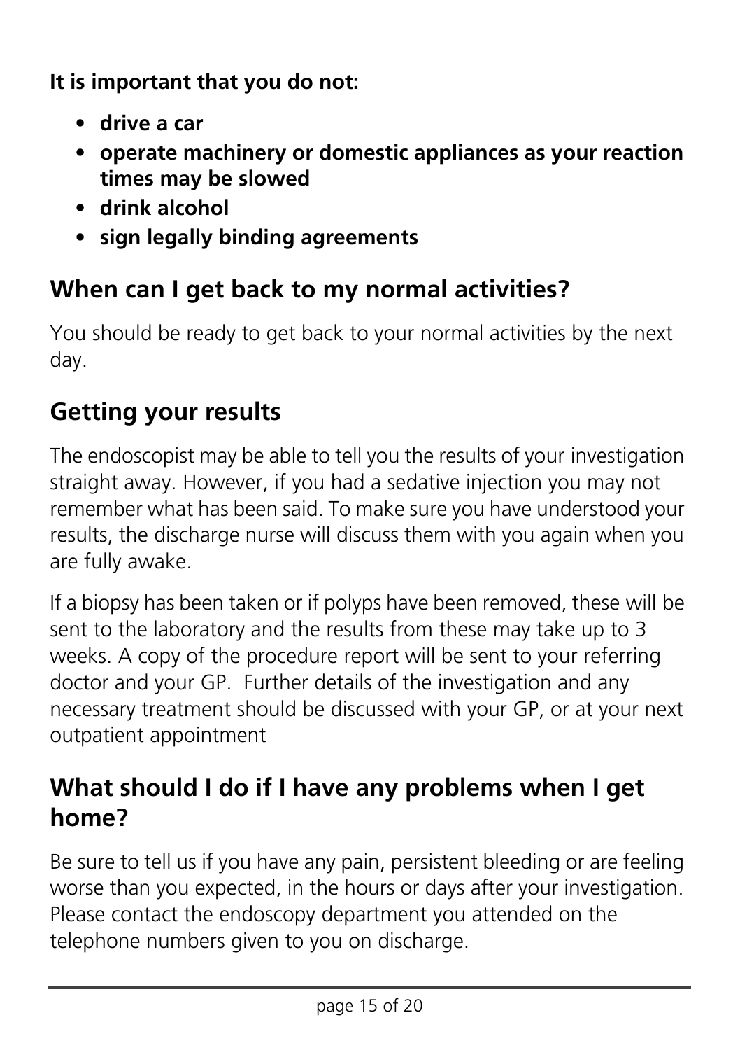**It is important that you do not:**

- **drive a car**
- **operate machinery or domestic appliances as your reaction times may be slowed**
- **drink alcohol**
- **sign legally binding agreements**

## When can I get back to my normal activities?

You should be ready to get back to your normal activities by the next day.

## Getting your results

The endoscopist may be able to tell you the results of your investigation straight away. However, if you had a sedative injection you may not remember what has been said. To make sure you have understood your results, the discharge nurse will discuss them with you again when you are fully awake.

If a biopsy has been taken or if polyps have been removed, these will be sent to the laboratory and the results from these may take up to 3 weeks. A copy of the procedure report will be sent to your referring doctor and your GP. Further details of the investigation and any necessary treatment should be discussed with your GP, or at your next outpatient appointment

## What should I do if I have any problems when I get home?

Be sure to tell us if you have any pain, persistent bleeding or are feeling worse than you expected, in the hours or days after your investigation. Please contact the endoscopy department you attended on the telephone numbers given to you on discharge.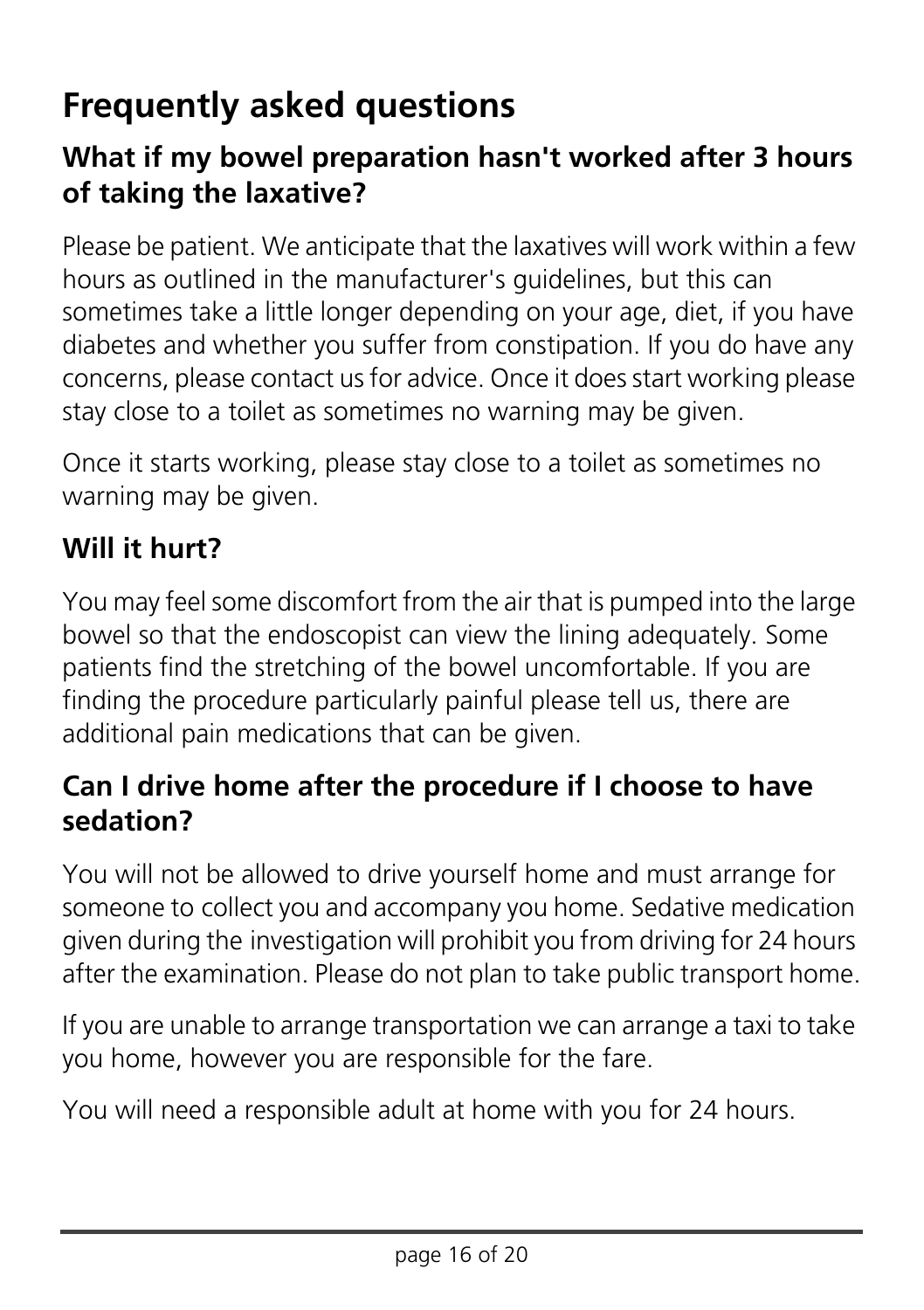# Frequently asked questions

## What if my bowel preparation hasn't worked after 3 hours of taking the laxative?

Please be patient. We anticipate that the laxatives will work within a few hours as outlined in the manufacturer's guidelines, but this can sometimes take a little longer depending on your age, diet, if you have diabetes and whether you suffer from constipation. If you do have any concerns, please contact us for advice. Once it does start working please stay close to a toilet as sometimes no warning may be given.

Once it starts working, please stay close to a toilet as sometimes no warning may be given.

## Will it hurt?

You may feel some discomfort from the air that is pumped into the large bowel so that the endoscopist can view the lining adequately. Some patients find the stretching of the bowel uncomfortable. If you are finding the procedure particularly painful please tell us, there are additional pain medications that can be given.

## Can I drive home after the procedure if I choose to have sedation?

You will not be allowed to drive yourself home and must arrange for someone to collect you and accompany you home. Sedative medication given during the investigation will prohibit you from driving for 24 hours after the examination. Please do not plan to take public transport home.

If you are unable to arrange transportation we can arrange a taxi to take you home, however you are responsible for the fare.

You will need a responsible adult at home with you for 24 hours.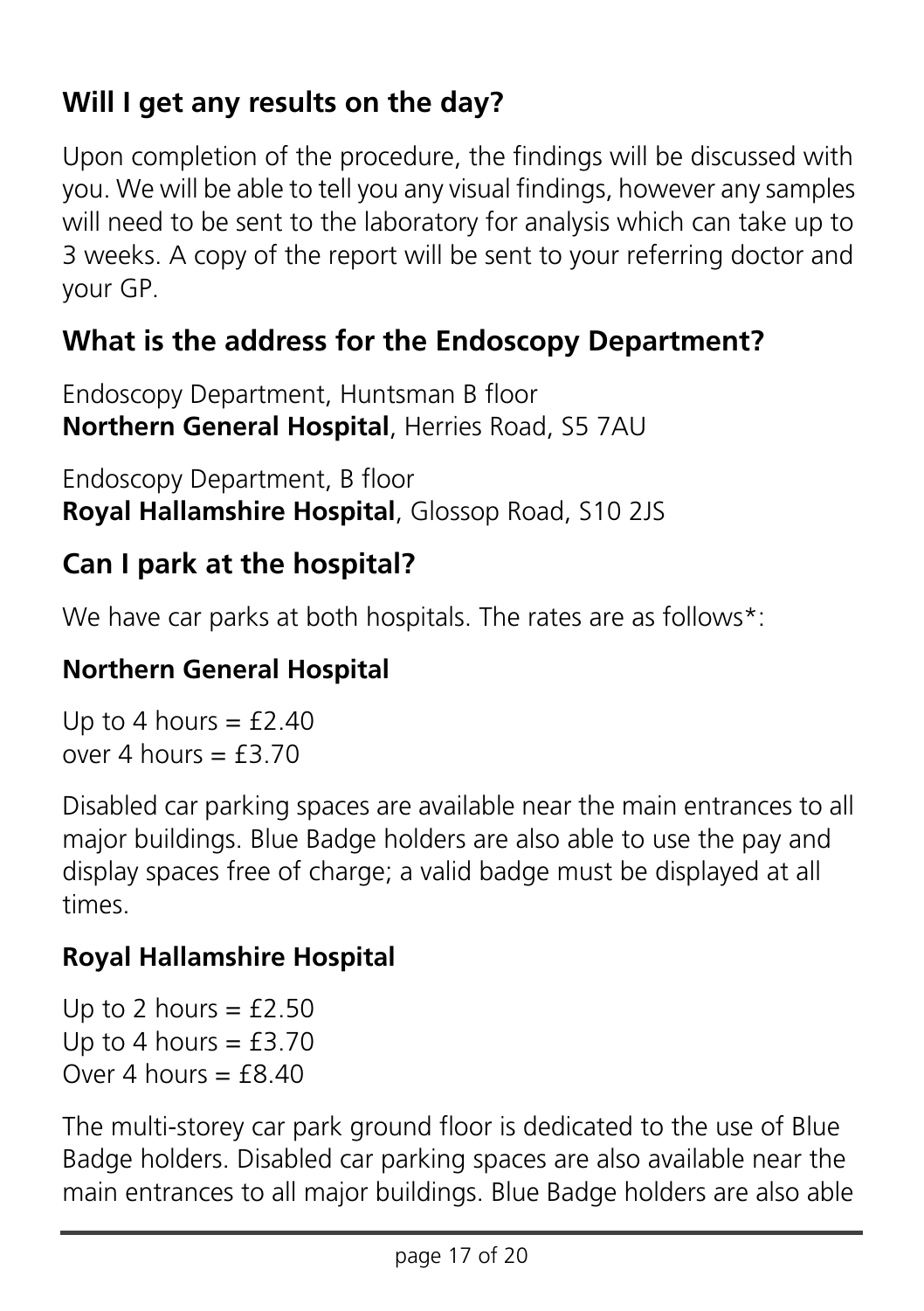## Will I get any results on the day?

Upon completion of the procedure, the findings will be discussed with you. We will be able to tell you any visual findings, however any samples will need to be sent to the laboratory for analysis which can take up to 3 weeks. A copy of the report will be sent to your referring doctor and your GP.

## What is the address for the Endoscopy Department?

Endoscopy Department, Huntsman B floor
**Northern General Hospital**, Herries Road, S5 7AU

Endoscopy Department, B floor
**Royal Hallamshire Hospital**, Glossop Road, S10 2JS

## Can I park at the hospital?

We have car parks at both hospitals. The rates are as follows*:

### Northern General Hospital

Up to 4 hours = £2.40
over 4 hours = £3.70

Disabled car parking spaces are available near the main entrances to all major buildings. Blue Badge holders are also able to use the pay and display spaces free of charge; a valid badge must be displayed at all times.

### Royal Hallamshire Hospital

Up to 2 hours = £2.50
Up to 4 hours = £3.70
Over 4 hours = £8.40

The multi-storey car park ground floor is dedicated to the use of Blue Badge holders. Disabled car parking spaces are also available near the main entrances to all major buildings. Blue Badge holders are also able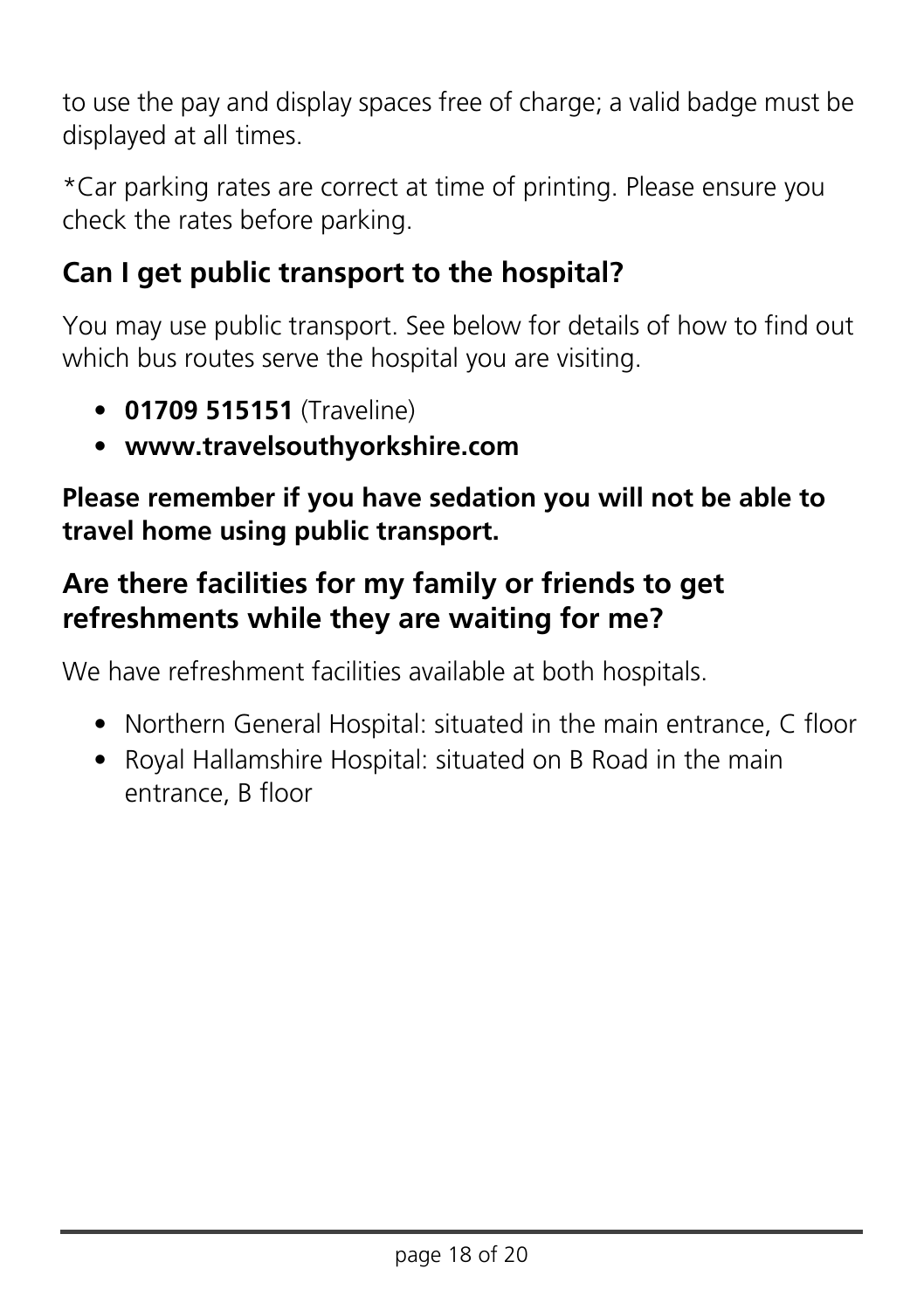to use the pay and display spaces free of charge; a valid badge must be displayed at all times.

*Car parking rates are correct at time of printing. Please ensure you check the rates before parking.

## Can I get public transport to the hospital?

You may use public transport. See below for details of how to find out which bus routes serve the hospital you are visiting.

- **01709 515151** (Traveline)
- **www.travelsouthyorkshire.com**

**Please remember if you have sedation you will not be able to travel home using public transport.**

## Are there facilities for my family or friends to get refreshments while they are waiting for me?

We have refreshment facilities available at both hospitals.

- Northern General Hospital: situated in the main entrance, C floor
- Royal Hallamshire Hospital: situated on B Road in the main entrance, B floor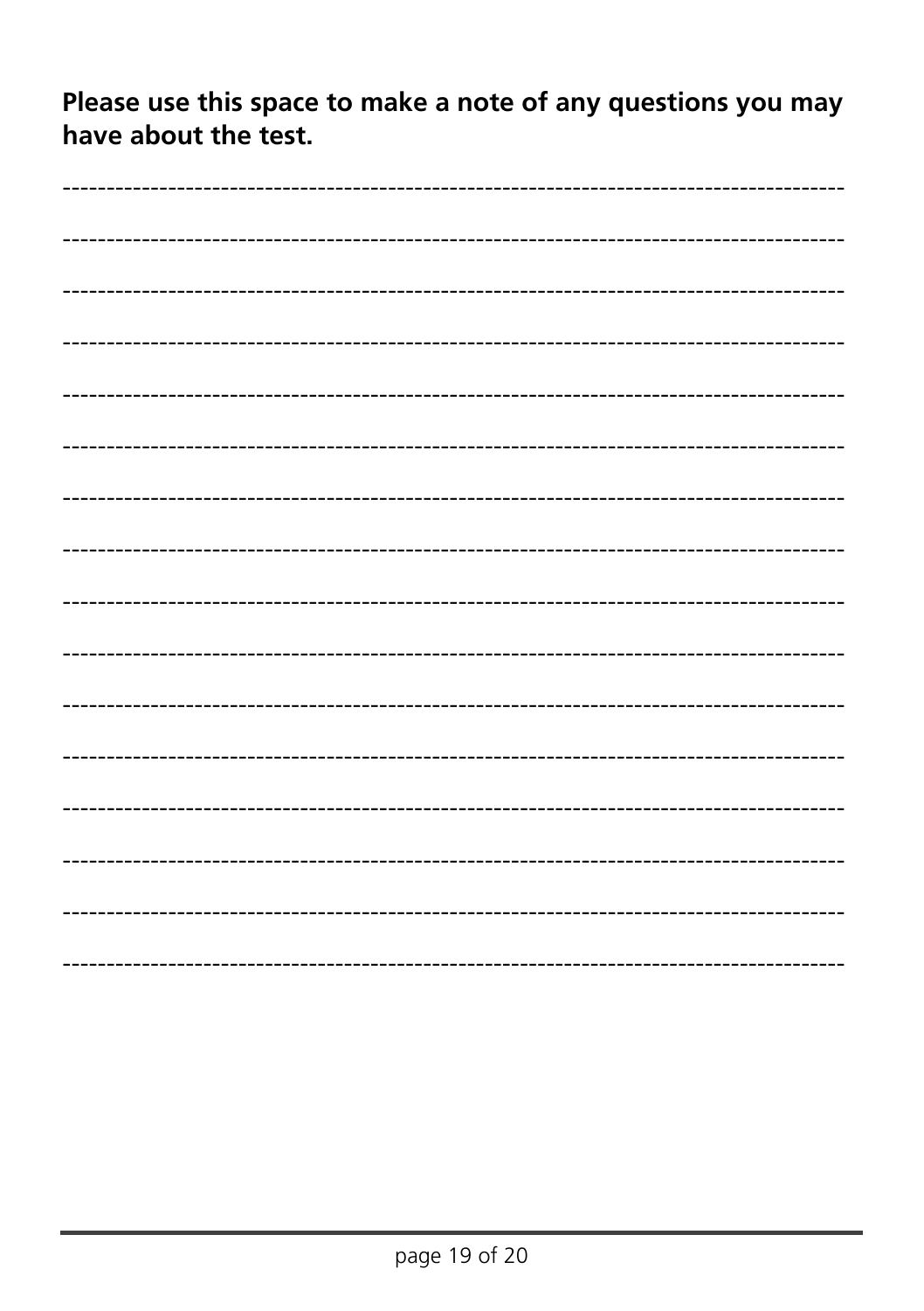**Please use this space to make a note of any questions you may have about the test.**

---

---

---

---

---

---

---

---

---

---

---

---

---

---

---

---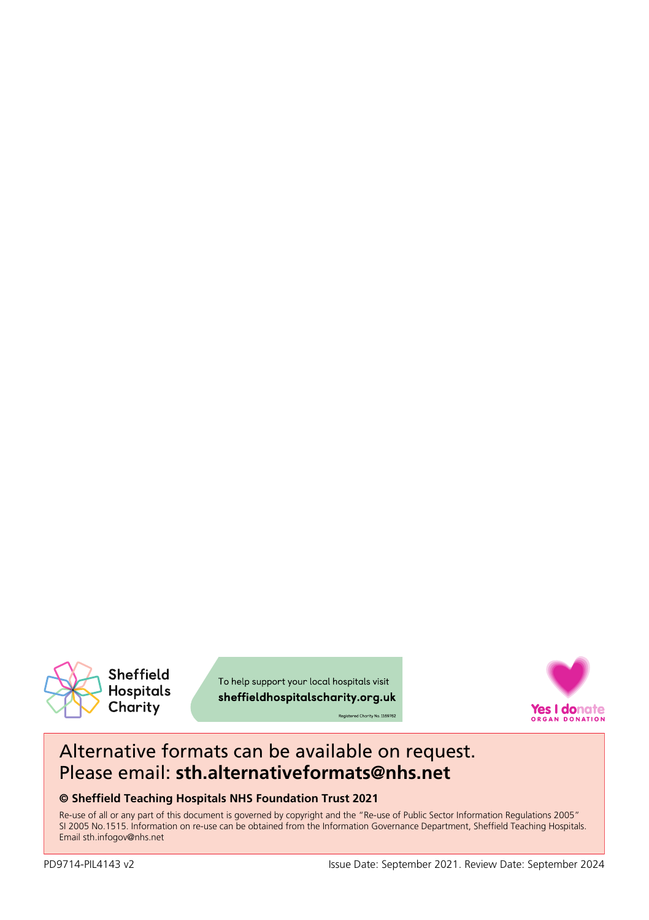Sheffield Hospitals Charity

To help support your local hospitals visit
**sheffieldhospitalscharity.org.uk**

Registered Charity No. 1169762

Yes I donate
ORGAN DONATION

Alternative formats can be available on request.
Please email: **sth.alternativeformats@nhs.net**

**© Sheffield Teaching Hospitals NHS Foundation Trust 2021**

Re-use of all or any part of this document is governed by copyright and the "Re-use of Public Sector Information Regulations 2005" SI 2005 No.1515. Information on re-use can be obtained from the Information Governance Department, Sheffield Teaching Hospitals. Email sth.infogov@nhs.net

PD9714-PIL4143 v2

Issue Date: September 2021. Review Date: September 2024